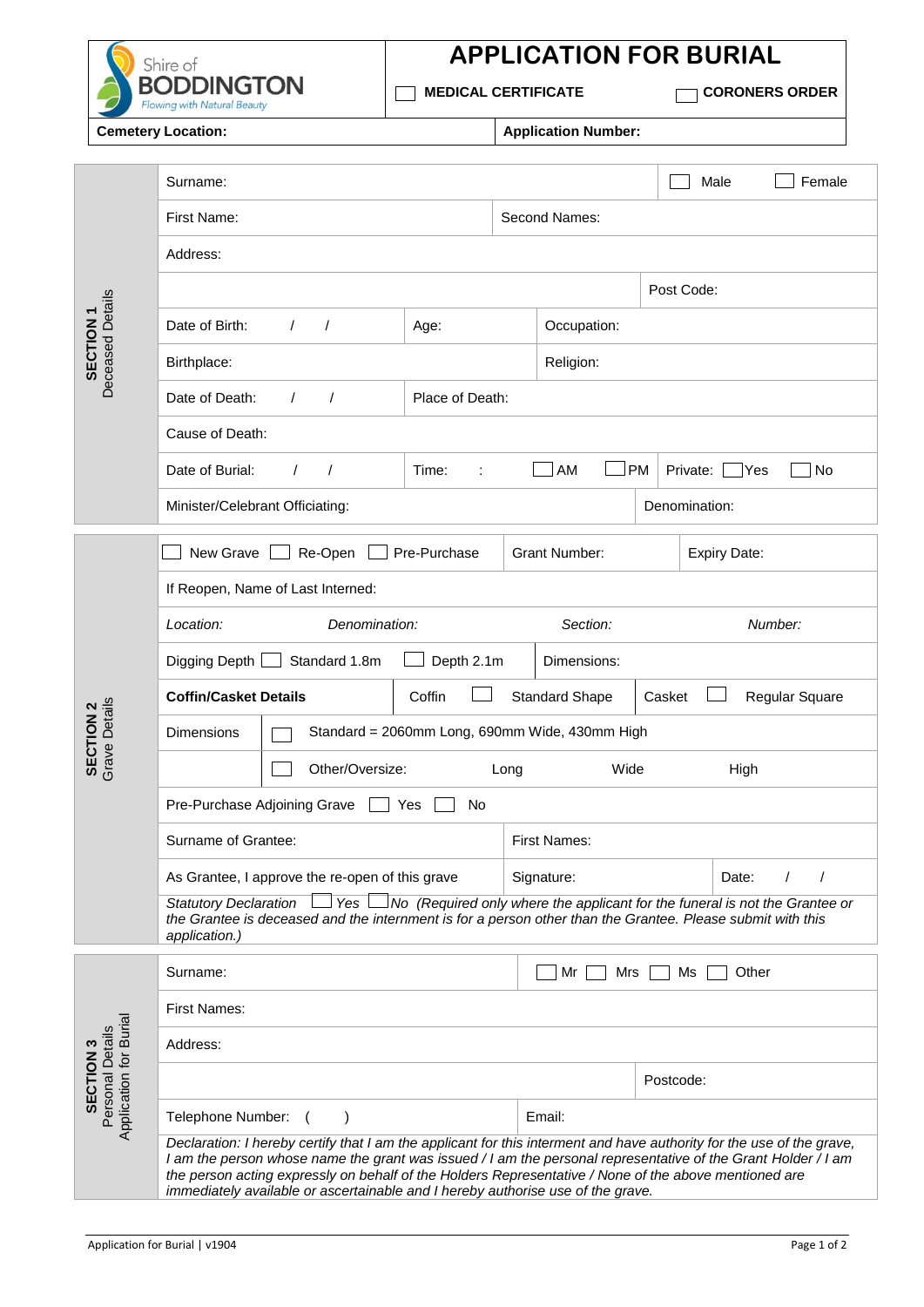Shire of **BODDINGTON**
*Flowing with Natural Beauty*

# APPLICATION FOR BURIAL

☐ **MEDICAL CERTIFICATE** ☐ **CORONERS ORDER**

| **Cemetery Location:** | **Application Number:** |
|---|---|

## SECTION 1 Deceased Details

| | | | |
|---|---|---|---|
| Surname: | | | ☐ Male ☐ Female |
| First Name: | | Second Names: | |
| Address: | | | |
| | | | Post Code: |
| Date of Birth: / / | Age: | Occupation: | |
| Birthplace: | | Religion: | |
| Date of Death: / / | Place of Death: | | |
| Cause of Death: | | | |
| Date of Burial: / / | Time: : | ☐ AM ☐ PM | Private: ☐ Yes ☐ No |
| Minister/Celebrant Officiating: | | | Denomination: |

## SECTION 2 Grave Details

| | | | |
|---|---|---|---|
| ☐ New Grave ☐ Re-Open ☐ Pre-Purchase | Grant Number: | | Expiry Date: |
| If Reopen, Name of Last Interned: | | | |
| *Location:* | *Denomination:* | *Section:* | *Number:* |
| Digging Depth ☐ Standard 1.8m ☐ Depth 2.1m | Dimensions: | | |
| **Coffin/Casket Details** | Coffin ☐ Standard Shape | Casket ☐ Regular Square | |
| Dimensions | ☐ Standard = 2060mm Long, 690mm Wide, 430mm High | | |
| | ☐ Other/Oversize: Long | Wide | High |
| Pre-Purchase Adjoining Grave ☐ Yes ☐ No | | | |
| Surname of Grantee: | First Names: | | |
| As Grantee, I approve the re-open of this grave | Signature: | | Date: / / |

*Statutory Declaration* ☐ *Yes* ☐ *No (Required only where the applicant for the funeral is not the Grantee or the Grantee is deceased and the internment is for a person other than the Grantee. Please submit with this application.)*

## SECTION 3 Personal Details Application for Burial

| | | |
|---|---|---|
| Surname: | ☐ Mr ☐ Mrs ☐ Ms ☐ Other | |
| First Names: | | |
| Address: | | |
| | | Postcode: |
| Telephone Number: ( ) | Email: | |

*Declaration: I hereby certify that I am the applicant for this interment and have authority for the use of the grave, I am the person whose name the grant was issued / I am the personal representative of the Grant Holder / I am the person acting expressly on behalf of the Holders Representative / None of the above mentioned are immediately available or ascertainable and I hereby authorise use of the grave.*

Application for Burial | v1904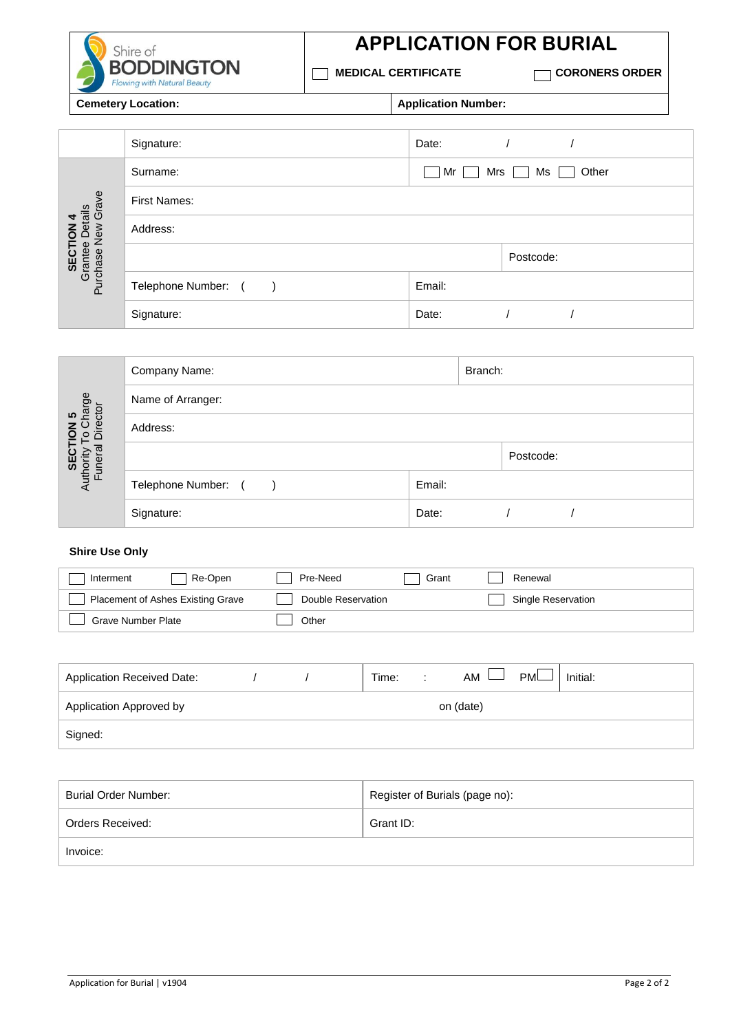Shire of BODDINGTON
*Flowing with Natural Beauty*

# APPLICATION FOR BURIAL

☐ MEDICAL CERTIFICATE ☐ CORONERS ORDER

| | |
|---|---|
| **Cemetery Location:** | **Application Number:** |

| | | | |
|---|---|---|---|
| | Signature: | Date: / / | |
| **SECTION 4** Grantee Details Purchase New Grave | Surname: | ☐ Mr ☐ Mrs ☐ Ms ☐ Other | |
| | First Names: | | |
| | Address: | | |
| | | | Postcode: |
| | Telephone Number: ( ) | Email: | |
| | Signature: | Date: / / | |

| | | | |
|---|---|---|---|
| **SECTION 5** Authority To Charge Funeral Director | Company Name: | Branch: | |
| | Name of Arranger: | | |
| | Address: | | |
| | | | Postcode: |
| | Telephone Number: ( ) | Email: | |
| | Signature: | Date: / / | |

**Shire Use Only**

| | | | |
|---|---|---|---|
| ☐ Interment ☐ Re-Open | ☐ Pre-Need | ☐ Grant | ☐ Renewal |
| ☐ Placement of Ashes Existing Grave | ☐ Double Reservation | | ☐ Single Reservation |
| ☐ Grave Number Plate | ☐ Other | | |

| | | |
|---|---|---|
| Application Received Date: / / | Time: : AM ☐ PM ☐ | Initial: |
| Application Approved by | on (date) | |
| Signed: | | |

| | |
|---|---|
| Burial Order Number: | Register of Burials (page no): |
| Orders Received: | Grant ID: |
| Invoice: | |

Application for Burial | v1904